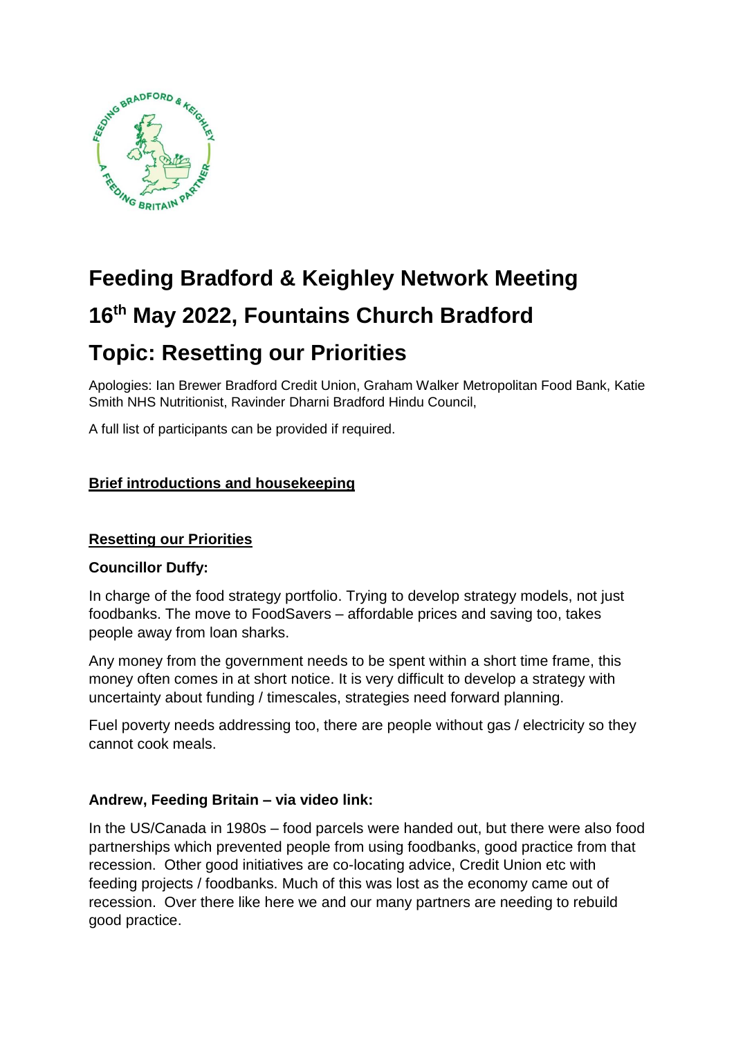# Feeding Bradford & Keighley Network Meeting

# 16th May 2022, Fountains Church Bradford

# Topic: Resetting our Priorities

Apologies: Ian Brewer Bradford Credit Union, Graham Walker Metropolitan Food Bank, Katie Smith NHS Nutritionist, Ravinder Dharni Bradford Hindu Council,

A full list of participants can be provided if required.

## Brief introductions and housekeeping

## Resetting our Priorities

### Councillor Duffy:

In charge of the food strategy portfolio. Trying to develop strategy models, not just foodbanks. The move to FoodSavers – affordable prices and saving too, takes people away from loan sharks.

Any money from the government needs to be spent within a short time frame, this money often comes in at short notice. It is very difficult to develop a strategy with uncertainty about funding / timescales, strategies need forward planning.

Fuel poverty needs addressing too, there are people without gas / electricity so they cannot cook meals.

### Andrew, Feeding Britain – via video link:

In the US/Canada in 1980s – food parcels were handed out, but there were also food partnerships which prevented people from using foodbanks, good practice from that recession. Other good initiatives are co-locating advice, Credit Union etc with feeding projects / foodbanks. Much of this was lost as the economy came out of recession. Over there like here we and our many partners are needing to rebuild good practice.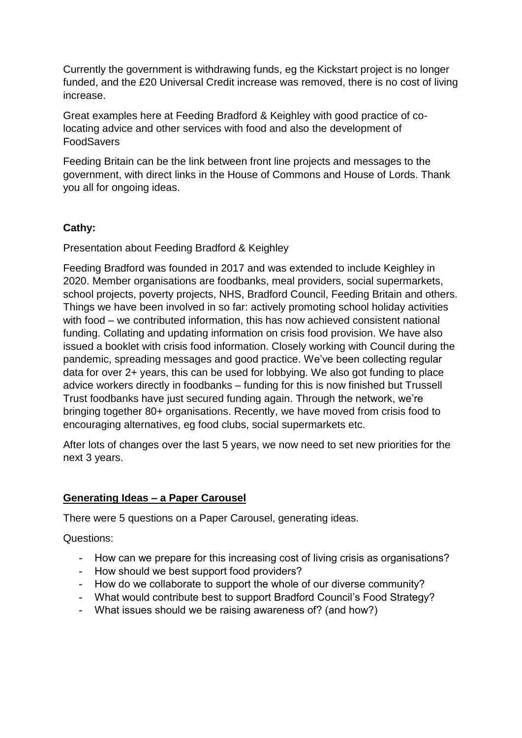Currently the government is withdrawing funds, eg the Kickstart project is no longer funded, and the £20 Universal Credit increase was removed, there is no cost of living increase.

Great examples here at Feeding Bradford & Keighley with good practice of co-locating advice and other services with food and also the development of FoodSavers

Feeding Britain can be the link between front line projects and messages to the government, with direct links in the House of Commons and House of Lords. Thank you all for ongoing ideas.

**Cathy:**

Presentation about Feeding Bradford & Keighley

Feeding Bradford was founded in 2017 and was extended to include Keighley in 2020. Member organisations are foodbanks, meal providers, social supermarkets, school projects, poverty projects, NHS, Bradford Council, Feeding Britain and others. Things we have been involved in so far: actively promoting school holiday activities with food – we contributed information, this has now achieved consistent national funding. Collating and updating information on crisis food provision. We have also issued a booklet with crisis food information. Closely working with Council during the pandemic, spreading messages and good practice. We've been collecting regular data for over 2+ years, this can be used for lobbying. We also got funding to place advice workers directly in foodbanks – funding for this is now finished but Trussell Trust foodbanks have just secured funding again. Through the network, we're bringing together 80+ organisations. Recently, we have moved from crisis food to encouraging alternatives, eg food clubs, social supermarkets etc.

After lots of changes over the last 5 years, we now need to set new priorities for the next 3 years.

**Generating Ideas – a Paper Carousel**

There were 5 questions on a Paper Carousel, generating ideas.

Questions:

- How can we prepare for this increasing cost of living crisis as organisations?
- How should we best support food providers?
- How do we collaborate to support the whole of our diverse community?
- What would contribute best to support Bradford Council's Food Strategy?
- What issues should we be raising awareness of? (and how?)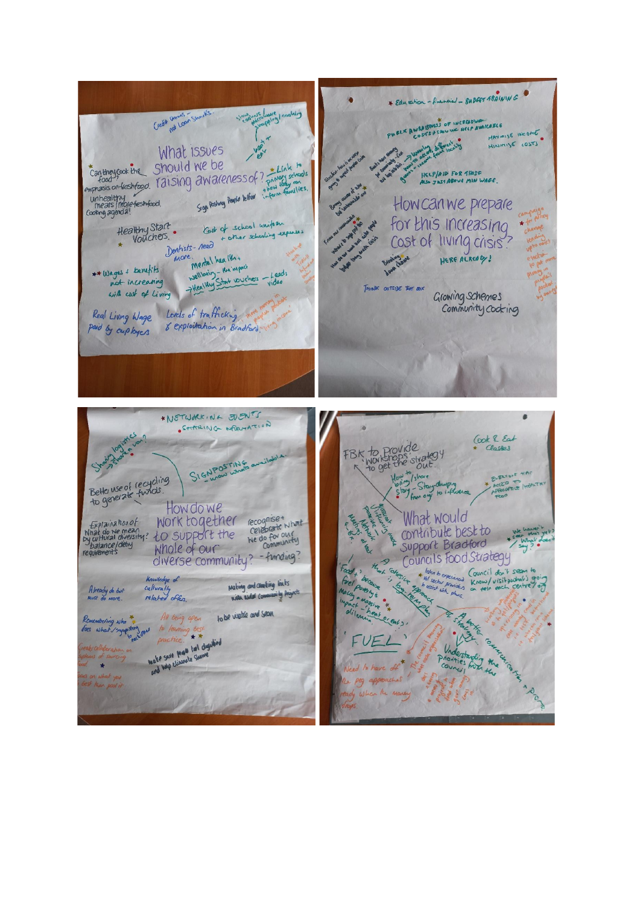## What issues should we be raising awareness of?

- Credit Unions – not Loan Sharks.
- Slow cookers/microwave – swapping/lending
- Heat + eat
- Can they cook the food? Emphasis on fresh food. Unhealthy meals/more fresh food. Cooking agenda!
- Link to primary schools – how they can inform families.
- Sign posting people better
- Healthy Start Vouchers.
- Cost of school uniform + other schooling expenses
- Dentists – need more.
- Mental health, wellbeing – the impact
- Wages + benefits not increasing with cost of living
- → Healthy Start vouchers – Leads video
- Real Living Wage paid by employers
- Levels of trafficking + exploitation in Bradford.
- more money in people's pockets – living income

## How can we prepare for this increasing cost of living crisis?

- Education – financial – BUDGET TRAINING
- PUBLIC AWARENESS OF INCREASING COSTS + SHOW HELP AVAILABLE
- MAXIMISE INCOME, MINIMISE COSTS
- HELP/AID FOR THOSE ALSO JUST ABOVE MIN WAGE.
- HERE ALREADY!
- Campaign for policy change leading up to costs
- Growing schemes
- Community cooking
- THINK OUTSIDE THE BOX
- Breaking down shame

## How do we work together to support the whole of our diverse community?

- NETWORKING EVENTS
- SHARING INFORMATION
- Sharing logistics – share a van?
- SIGNPOSTING – know what's available.
- Better use of recycling to generate funds.
- Explanation of what do we mean by cultural diversity? balance/dietary requirements
- Recognise + celebrate what we do for our community
- – funding?
- Already do but must do more.
- Knowledge of culturally related offers.
- Making and cooking kits with wider community projects
- Remembering who does what/signposting to each other
- All being open to learning best practice.
- to be visible and seen
- make sure people feel dignified and help eliminate shame
- Greater collaboration on systems of sourcing food.

## What would contribute best to support Bradford Councils Food Strategy

- FBK to provide 'workshops' to get the strategy out
- Cook & Eat Classes
- How to bring/share story – Story-dumping from org to influence
- EVERYONE HAS ACCESS TO AFFORDABLE HEALTHY FOOD
- We haven't seen one yet? What does it say?
- Council don't seem to know/visit go on each centre/org
- Listen to experienced vol sector providers to assist with plans.
- A cohesive approach long term plan
- 'Food', 'Fuel' poverty because making a massive impact 'heat or eat' dilemma
- 'FUEL'
- A better strategy.
- Understanding the priorities from the council.
- Better communication + PR
- Need to have off the peg approaches ready when the money drops.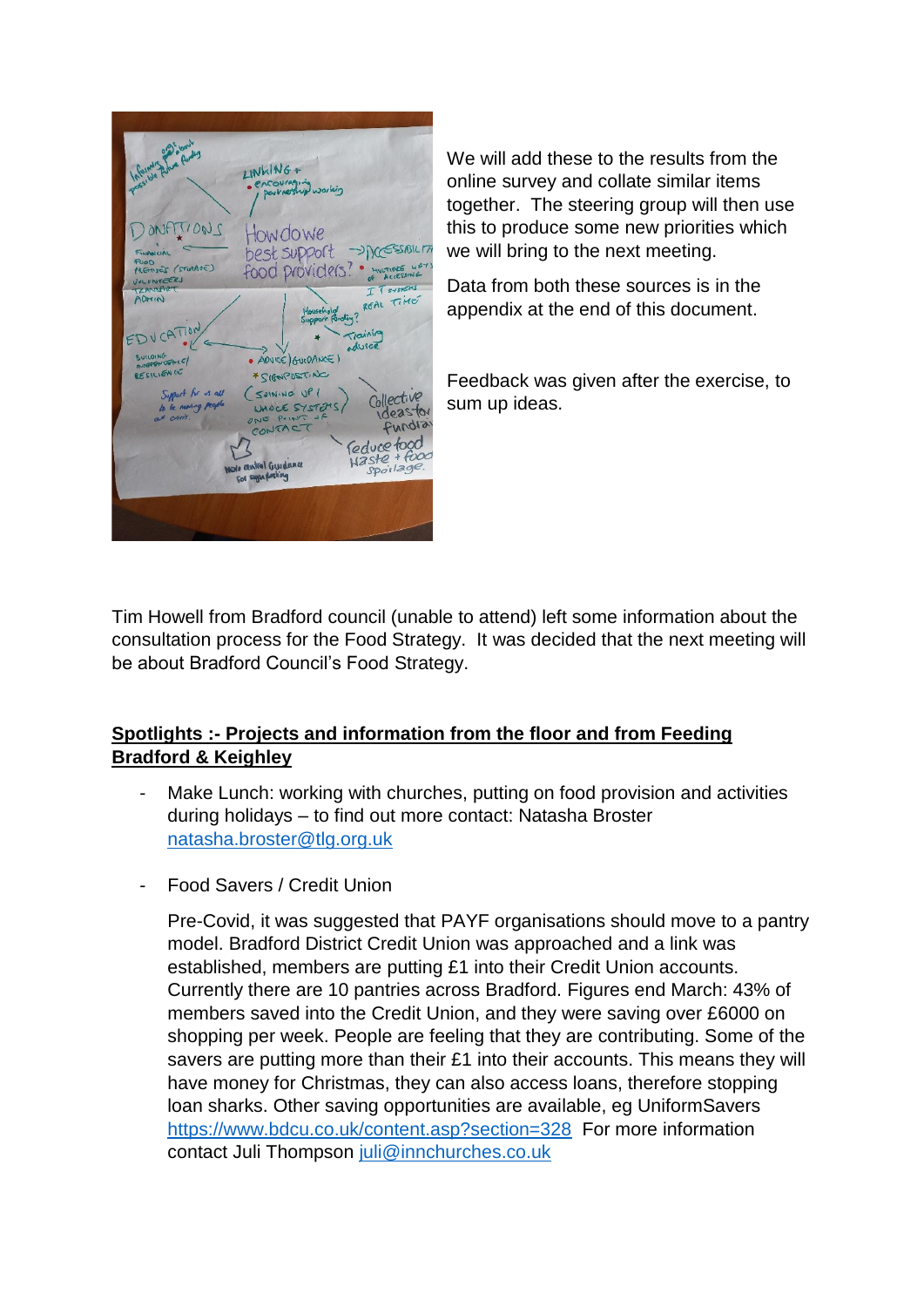We will add these to the results from the online survey and collate similar items together. The steering group will then use this to produce some new priorities which we will bring to the next meeting.

Data from both these sources is in the appendix at the end of this document.

Feedback was given after the exercise, to sum up ideas.

Tim Howell from Bradford council (unable to attend) left some information about the consultation process for the Food Strategy. It was decided that the next meeting will be about Bradford Council's Food Strategy.

**Spotlights :- Projects and information from the floor and from Feeding Bradford & Keighley**

- Make Lunch: working with churches, putting on food provision and activities during holidays – to find out more contact: Natasha Broster natasha.broster@tlg.org.uk

- Food Savers / Credit Union

  Pre-Covid, it was suggested that PAYF organisations should move to a pantry model. Bradford District Credit Union was approached and a link was established, members are putting £1 into their Credit Union accounts. Currently there are 10 pantries across Bradford. Figures end March: 43% of members saved into the Credit Union, and they were saving over £6000 on shopping per week. People are feeling that they are contributing. Some of the savers are putting more than their £1 into their accounts. This means they will have money for Christmas, they can also access loans, therefore stopping loan sharks. Other saving opportunities are available, eg UniformSavers https://www.bdcu.co.uk/content.asp?section=328 For more information contact Juli Thompson juli@innchurches.co.uk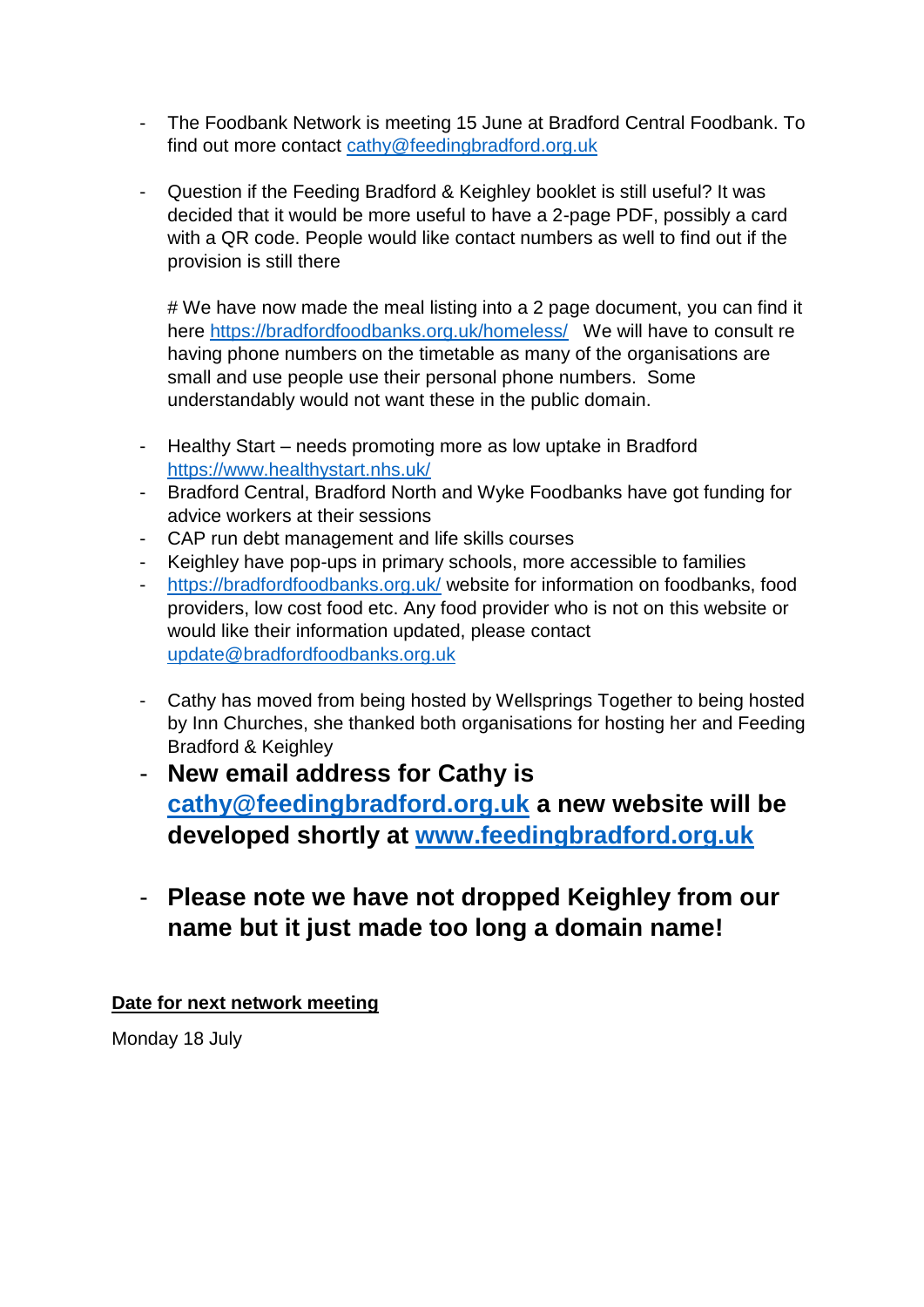- The Foodbank Network is meeting 15 June at Bradford Central Foodbank. To find out more contact cathy@feedingbradford.org.uk

- Question if the Feeding Bradford & Keighley booklet is still useful? It was decided that it would be more useful to have a 2-page PDF, possibly a card with a QR code. People would like contact numbers as well to find out if the provision is still there

  # We have now made the meal listing into a 2 page document, you can find it here https://bradfordfoodbanks.org.uk/homeless/ We will have to consult re having phone numbers on the timetable as many of the organisations are small and use people use their personal phone numbers. Some understandably would not want these in the public domain.

- Healthy Start – needs promoting more as low uptake in Bradford https://www.healthystart.nhs.uk/
- Bradford Central, Bradford North and Wyke Foodbanks have got funding for advice workers at their sessions
- CAP run debt management and life skills courses
- Keighley have pop-ups in primary schools, more accessible to families
- https://bradfordfoodbanks.org.uk/ website for information on foodbanks, food providers, low cost food etc. Any food provider who is not on this website or would like their information updated, please contact update@bradfordfoodbanks.org.uk

- Cathy has moved from being hosted by Wellsprings Together to being hosted by Inn Churches, she thanked both organisations for hosting her and Feeding Bradford & Keighley
- **New email address for Cathy is cathy@feedingbradford.org.uk a new website will be developed shortly at www.feedingbradford.org.uk**

- **Please note we have not dropped Keighley from our name but it just made too long a domain name!**

**Date for next network meeting**

Monday 18 July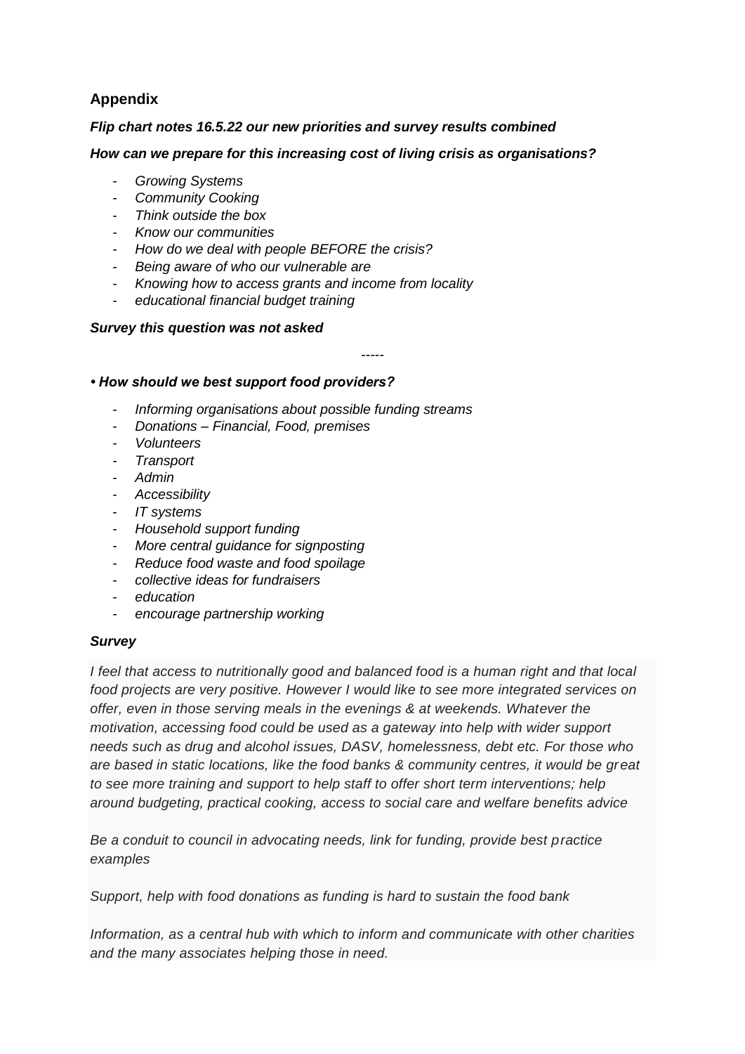## Appendix

***Flip chart notes 16.5.22 our new priorities and survey results combined***

***How can we prepare for this increasing cost of living crisis as organisations?***

- *Growing Systems*
- *Community Cooking*
- *Think outside the box*
- *Know our communities*
- *How do we deal with people BEFORE the crisis?*
- *Being aware of who our vulnerable are*
- *Knowing how to access grants and income from locality*
- *educational financial budget training*

***Survey this question was not asked***

-----

***• How should we best support food providers?***

- *Informing organisations about possible funding streams*
- *Donations – Financial, Food, premises*
- *Volunteers*
- *Transport*
- *Admin*
- *Accessibility*
- *IT systems*
- *Household support funding*
- *More central guidance for signposting*
- *Reduce food waste and food spoilage*
- *collective ideas for fundraisers*
- *education*
- *encourage partnership working*

***Survey***

*I feel that access to nutritionally good and balanced food is a human right and that local food projects are very positive. However I would like to see more integrated services on offer, even in those serving meals in the evenings & at weekends. Whatever the motivation, accessing food could be used as a gateway into help with wider support needs such as drug and alcohol issues, DASV, homelessness, debt etc. For those who are based in static locations, like the food banks & community centres, it would be great to see more training and support to help staff to offer short term interventions; help around budgeting, practical cooking, access to social care and welfare benefits advice*

*Be a conduit to council in advocating needs, link for funding, provide best practice examples*

*Support, help with food donations as funding is hard to sustain the food bank*

*Information, as a central hub with which to inform and communicate with other charities and the many associates helping those in need.*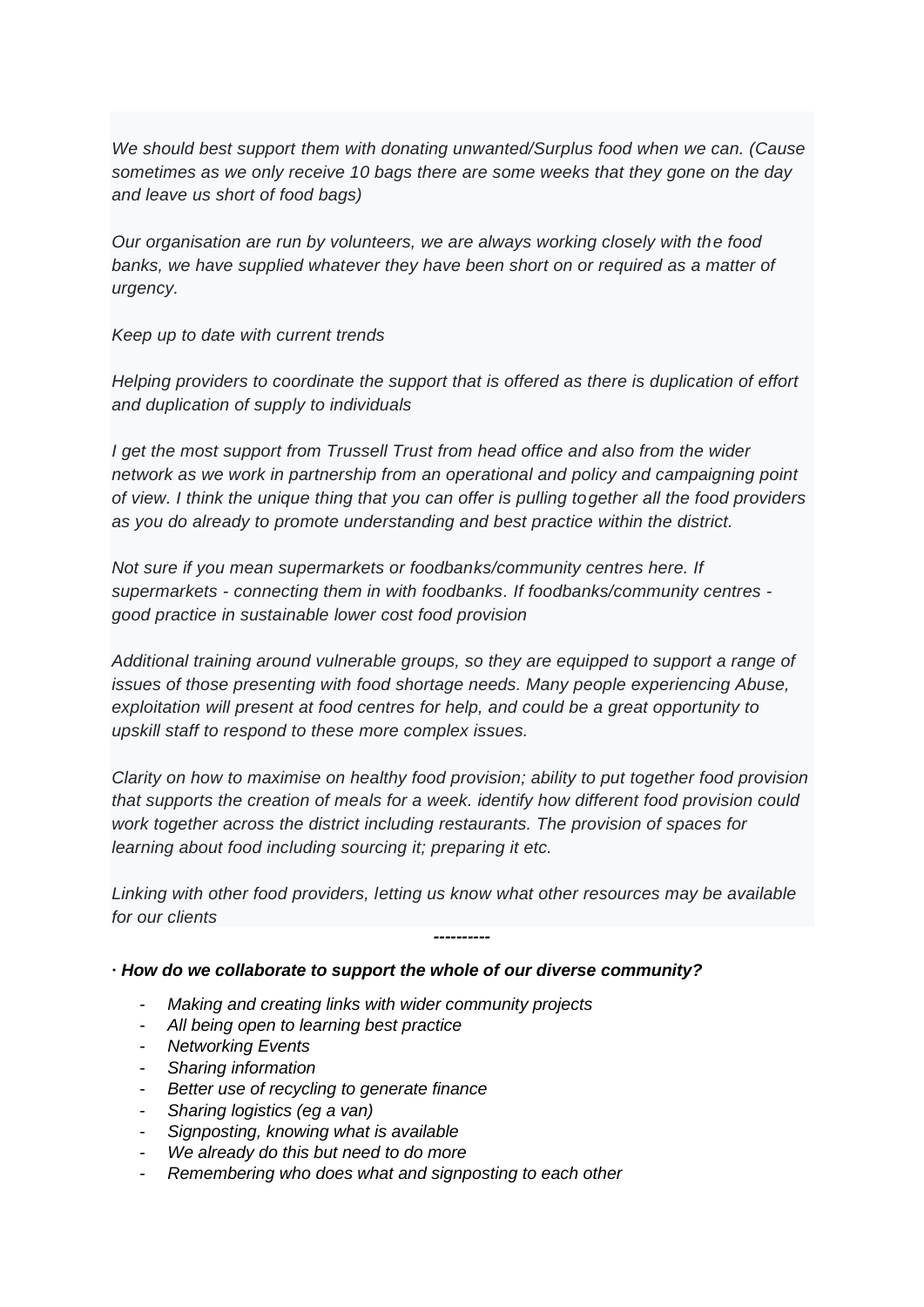*We should best support them with donating unwanted/Surplus food when we can. (Cause sometimes as we only receive 10 bags there are some weeks that they gone on the day and leave us short of food bags)*

*Our organisation are run by volunteers, we are always working closely with the food banks, we have supplied whatever they have been short on or required as a matter of urgency.*

*Keep up to date with current trends*

*Helping providers to coordinate the support that is offered as there is duplication of effort and duplication of supply to individuals*

*I get the most support from Trussell Trust from head office and also from the wider network as we work in partnership from an operational and policy and campaigning point of view. I think the unique thing that you can offer is pulling together all the food providers as you do already to promote understanding and best practice within the district.*

*Not sure if you mean supermarkets or foodbanks/community centres here. If supermarkets - connecting them in with foodbanks. If foodbanks/community centres - good practice in sustainable lower cost food provision*

*Additional training around vulnerable groups, so they are equipped to support a range of issues of those presenting with food shortage needs. Many people experiencing Abuse, exploitation will present at food centres for help, and could be a great opportunity to upskill staff to respond to these more complex issues.*

*Clarity on how to maximise on healthy food provision; ability to put together food provision that supports the creation of meals for a week. identify how different food provision could work together across the district including restaurants. The provision of spaces for learning about food including sourcing it; preparing it etc.*

*Linking with other food providers, letting us know what other resources may be available for our clients*

***----------***

· ***How do we collaborate to support the whole of our diverse community?***

- *Making and creating links with wider community projects*
- *All being open to learning best practice*
- *Networking Events*
- *Sharing information*
- *Better use of recycling to generate finance*
- *Sharing logistics (eg a van)*
- *Signposting, knowing what is available*
- *We already do this but need to do more*
- *Remembering who does what and signposting to each other*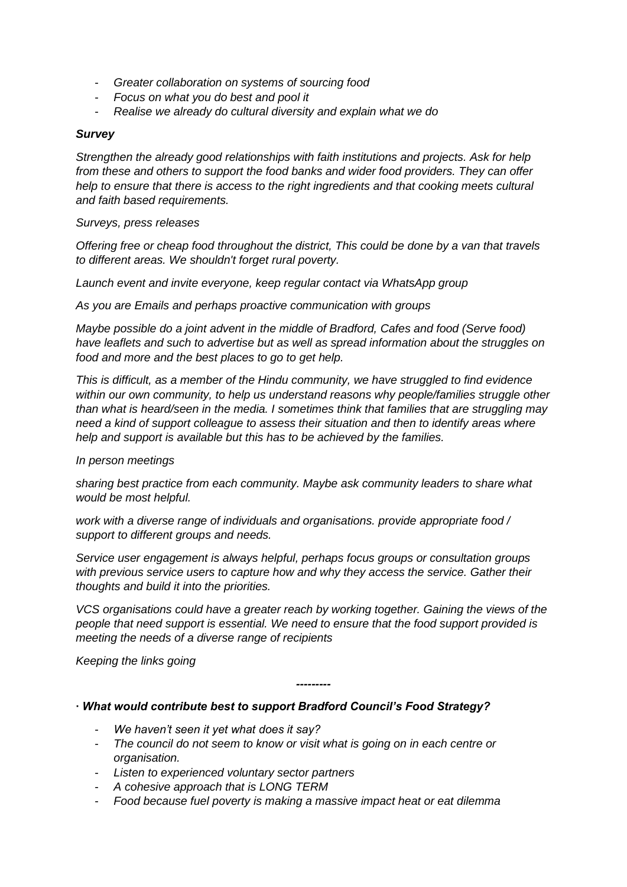- *Greater collaboration on systems of sourcing food*
- *Focus on what you do best and pool it*
- *Realise we already do cultural diversity and explain what we do*

***Survey***

*Strengthen the already good relationships with faith institutions and projects. Ask for help from these and others to support the food banks and wider food providers. They can offer help to ensure that there is access to the right ingredients and that cooking meets cultural and faith based requirements.*

*Surveys, press releases*

*Offering free or cheap food throughout the district, This could be done by a van that travels to different areas. We shouldn't forget rural poverty.*

*Launch event and invite everyone, keep regular contact via WhatsApp group*

*As you are Emails and perhaps proactive communication with groups*

*Maybe possible do a joint advent in the middle of Bradford, Cafes and food (Serve food) have leaflets and such to advertise but as well as spread information about the struggles on food and more and the best places to go to get help.*

*This is difficult, as a member of the Hindu community, we have struggled to find evidence within our own community, to help us understand reasons why people/families struggle other than what is heard/seen in the media. I sometimes think that families that are struggling may need a kind of support colleague to assess their situation and then to identify areas where help and support is available but this has to be achieved by the families.*

*In person meetings*

*sharing best practice from each community. Maybe ask community leaders to share what would be most helpful.*

*work with a diverse range of individuals and organisations. provide appropriate food / support to different groups and needs.*

*Service user engagement is always helpful, perhaps focus groups or consultation groups with previous service users to capture how and why they access the service. Gather their thoughts and build it into the priorities.*

*VCS organisations could have a greater reach by working together. Gaining the views of the people that need support is essential. We need to ensure that the food support provided is meeting the needs of a diverse range of recipients*

*Keeping the links going*

***---------***

· ***What would contribute best to support Bradford Council's Food Strategy?***

- *We haven't seen it yet what does it say?*
- *The council do not seem to know or visit what is going on in each centre or organisation.*
- *Listen to experienced voluntary sector partners*
- *A cohesive approach that is LONG TERM*
- *Food because fuel poverty is making a massive impact heat or eat dilemma*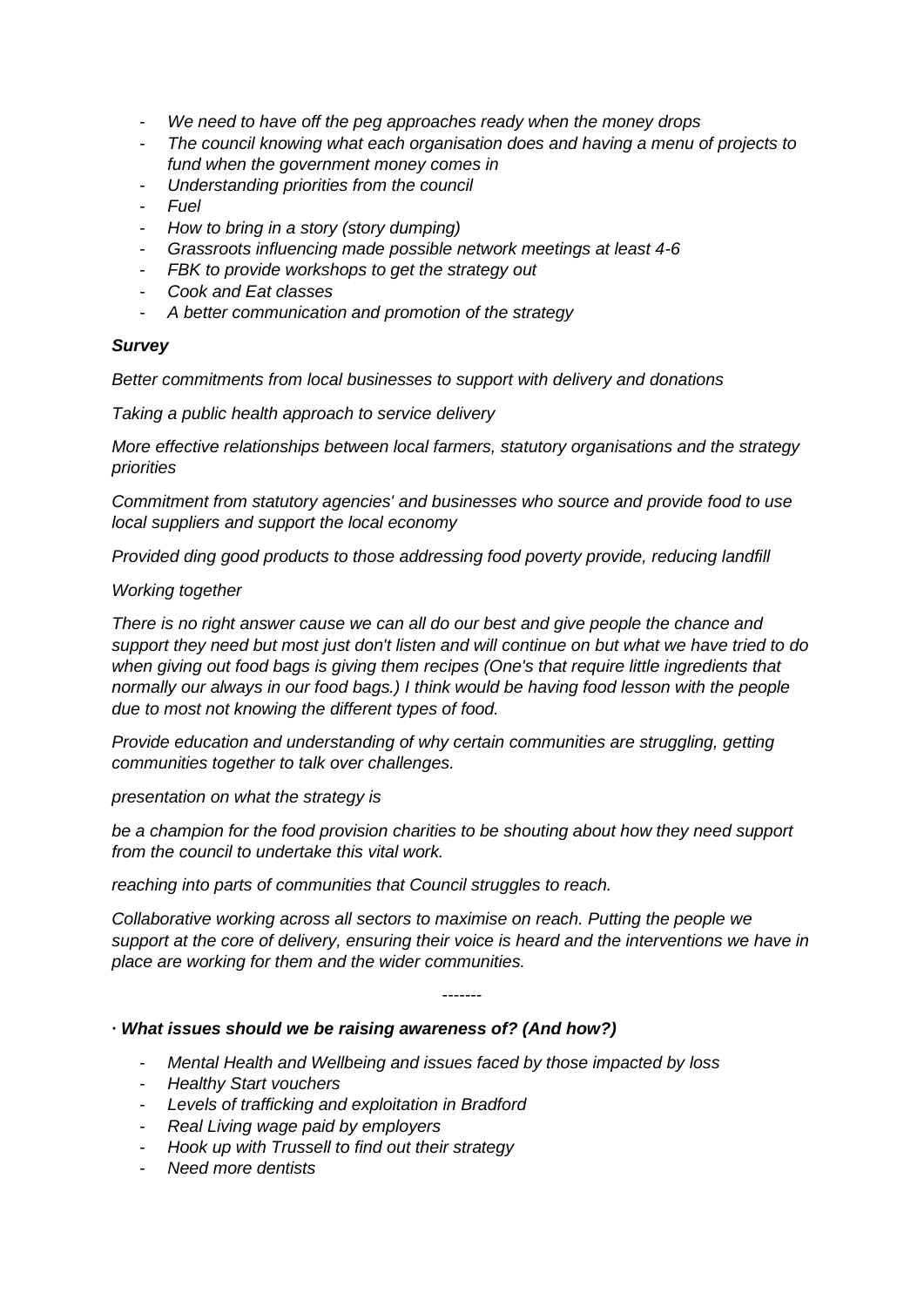- *We need to have off the peg approaches ready when the money drops*
- *The council knowing what each organisation does and having a menu of projects to fund when the government money comes in*
- *Understanding priorities from the council*
- *Fuel*
- *How to bring in a story (story dumping)*
- *Grassroots influencing made possible network meetings at least 4-6*
- *FBK to provide workshops to get the strategy out*
- *Cook and Eat classes*
- *A better communication and promotion of the strategy*

***Survey***

*Better commitments from local businesses to support with delivery and donations*

*Taking a public health approach to service delivery*

*More effective relationships between local farmers, statutory organisations and the strategy priorities*

*Commitment from statutory agencies' and businesses who source and provide food to use local suppliers and support the local economy*

*Provided ding good products to those addressing food poverty provide, reducing landfill*

*Working together*

*There is no right answer cause we can all do our best and give people the chance and support they need but most just don't listen and will continue on but what we have tried to do when giving out food bags is giving them recipes (One's that require little ingredients that normally our always in our food bags.) I think would be having food lesson with the people due to most not knowing the different types of food.*

*Provide education and understanding of why certain communities are struggling, getting communities together to talk over challenges.*

*presentation on what the strategy is*

*be a champion for the food provision charities to be shouting about how they need support from the council to undertake this vital work.*

*reaching into parts of communities that Council struggles to reach.*

*Collaborative working across all sectors to maximise on reach. Putting the people we support at the core of delivery, ensuring their voice is heard and the interventions we have in place are working for them and the wider communities.*

-------

**· *What issues should we be raising awareness of? (And how?)***

- *Mental Health and Wellbeing and issues faced by those impacted by loss*
- *Healthy Start vouchers*
- *Levels of trafficking and exploitation in Bradford*
- *Real Living wage paid by employers*
- *Hook up with Trussell to find out their strategy*
- *Need more dentists*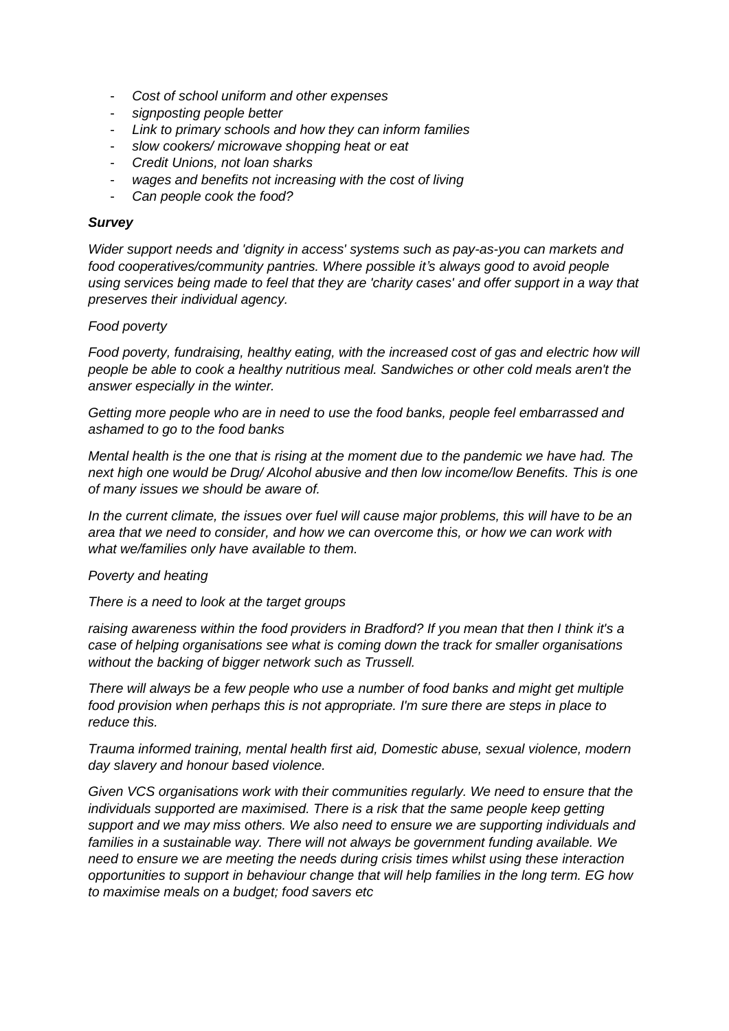- *Cost of school uniform and other expenses*
- *signposting people better*
- *Link to primary schools and how they can inform families*
- *slow cookers/ microwave shopping heat or eat*
- *Credit Unions, not loan sharks*
- *wages and benefits not increasing with the cost of living*
- *Can people cook the food?*

***Survey***

*Wider support needs and 'dignity in access' systems such as pay-as-you can markets and food cooperatives/community pantries. Where possible it's always good to avoid people using services being made to feel that they are 'charity cases' and offer support in a way that preserves their individual agency.*

*Food poverty*

*Food poverty, fundraising, healthy eating, with the increased cost of gas and electric how will people be able to cook a healthy nutritious meal. Sandwiches or other cold meals aren't the answer especially in the winter.*

*Getting more people who are in need to use the food banks, people feel embarrassed and ashamed to go to the food banks*

*Mental health is the one that is rising at the moment due to the pandemic we have had. The next high one would be Drug/ Alcohol abusive and then low income/low Benefits. This is one of many issues we should be aware of.*

*In the current climate, the issues over fuel will cause major problems, this will have to be an area that we need to consider, and how we can overcome this, or how we can work with what we/families only have available to them.*

*Poverty and heating*

*There is a need to look at the target groups*

*raising awareness within the food providers in Bradford? If you mean that then I think it's a case of helping organisations see what is coming down the track for smaller organisations without the backing of bigger network such as Trussell.*

*There will always be a few people who use a number of food banks and might get multiple food provision when perhaps this is not appropriate. I'm sure there are steps in place to reduce this.*

*Trauma informed training, mental health first aid, Domestic abuse, sexual violence, modern day slavery and honour based violence.*

*Given VCS organisations work with their communities regularly. We need to ensure that the individuals supported are maximised. There is a risk that the same people keep getting support and we may miss others. We also need to ensure we are supporting individuals and families in a sustainable way. There will not always be government funding available. We need to ensure we are meeting the needs during crisis times whilst using these interaction opportunities to support in behaviour change that will help families in the long term. EG how to maximise meals on a budget; food savers etc*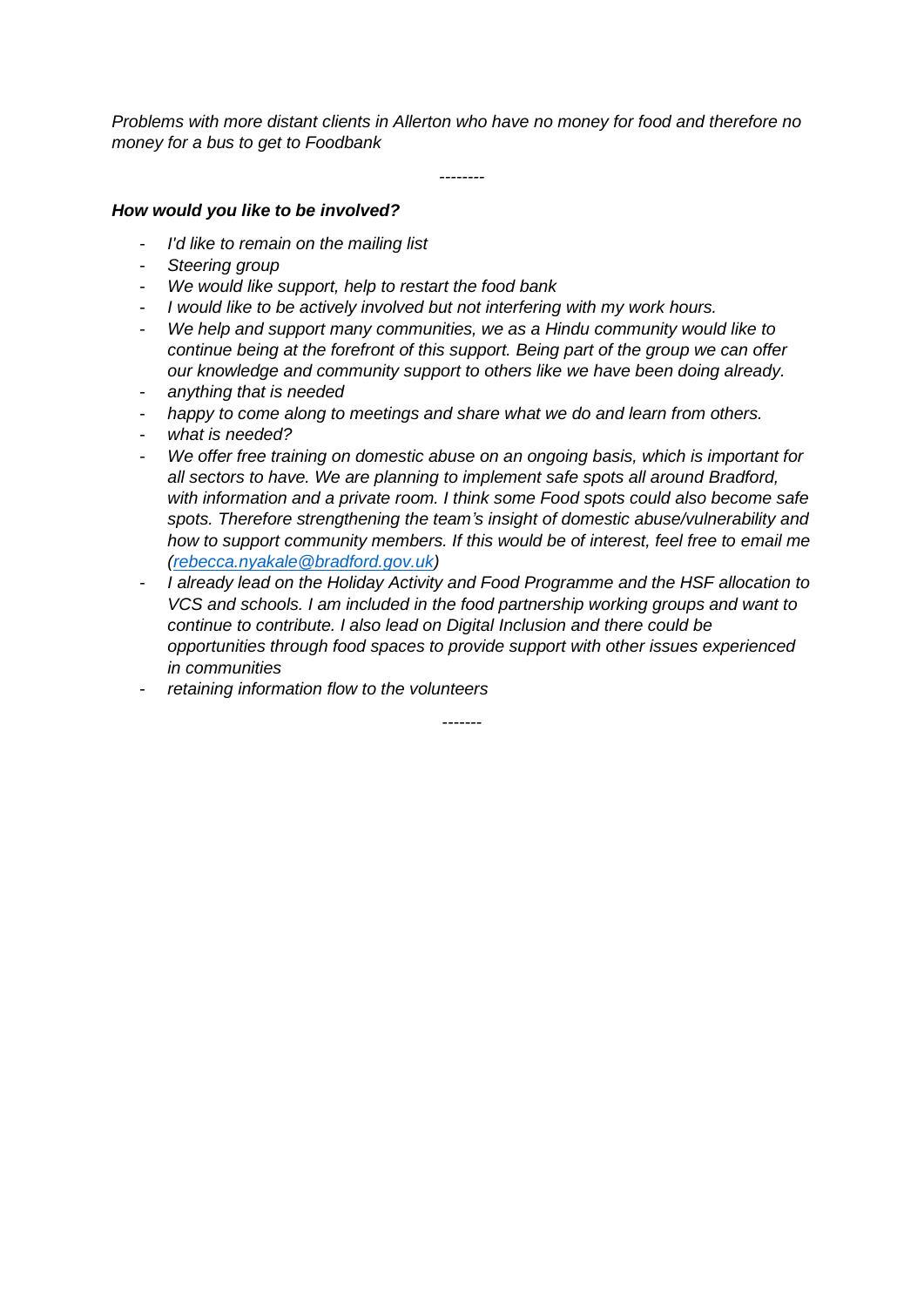*Problems with more distant clients in Allerton who have no money for food and therefore no money for a bus to get to Foodbank*

*--------*

***How would you like to be involved?***

- *I'd like to remain on the mailing list*
- *Steering group*
- *We would like support, help to restart the food bank*
- *I would like to be actively involved but not interfering with my work hours.*
- *We help and support many communities, we as a Hindu community would like to continue being at the forefront of this support. Being part of the group we can offer our knowledge and community support to others like we have been doing already.*
- *anything that is needed*
- *happy to come along to meetings and share what we do and learn from others.*
- *what is needed?*
- *We offer free training on domestic abuse on an ongoing basis, which is important for all sectors to have. We are planning to implement safe spots all around Bradford, with information and a private room. I think some Food spots could also become safe spots. Therefore strengthening the team's insight of domestic abuse/vulnerability and how to support community members. If this would be of interest, feel free to email me (rebecca.nyakale@bradford.gov.uk)*
- *I already lead on the Holiday Activity and Food Programme and the HSF allocation to VCS and schools. I am included in the food partnership working groups and want to continue to contribute. I also lead on Digital Inclusion and there could be opportunities through food spaces to provide support with other issues experienced in communities*
- *retaining information flow to the volunteers*

*-------*